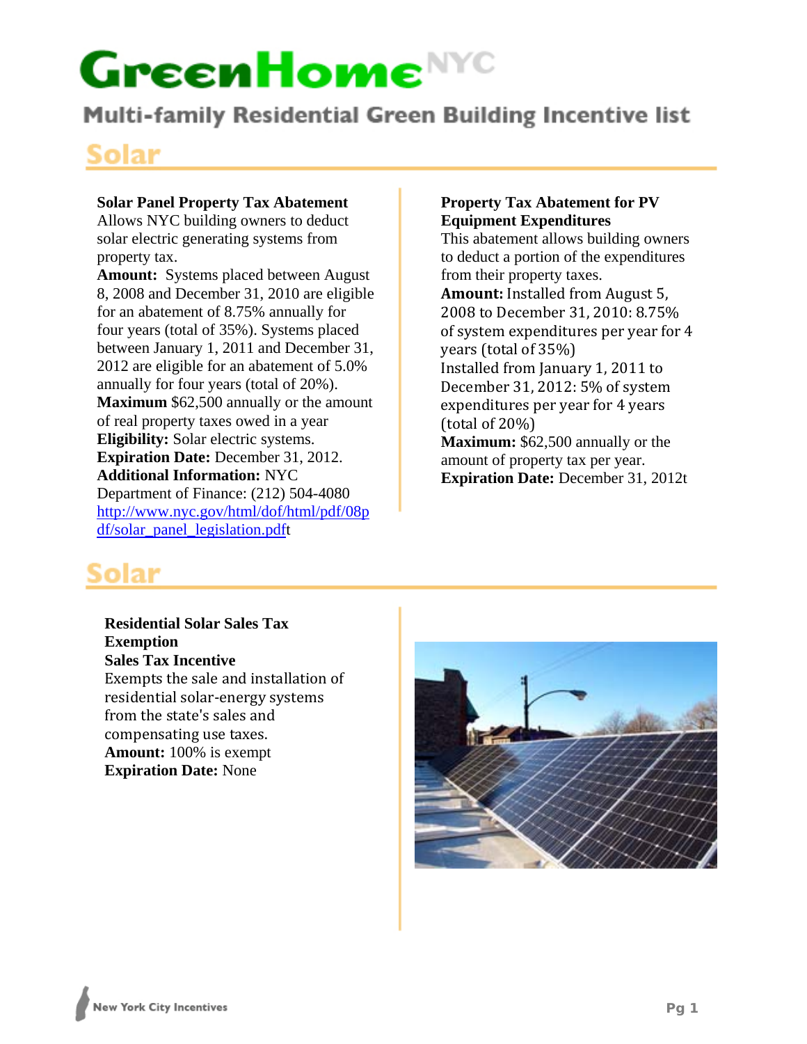# GreenHome NYC

## Multi-family Residential Green Building Incentive list

## Solar

**Solar Panel Property Tax Abatement**
Allows NYC building owners to deduct solar electric generating systems from property tax.
**Amount:** Systems placed between August 8, 2008 and December 31, 2010 are eligible for an abatement of 8.75% annually for four years (total of 35%). Systems placed between January 1, 2011 and December 31, 2012 are eligible for an abatement of 5.0% annually for four years (total of 20%).
**Maximum** $62,500 annually or the amount of real property taxes owed in a year
**Eligibility:** Solar electric systems.
**Expiration Date:** December 31, 2012.
**Additional Information:** NYC Department of Finance: (212) 504-4080
http://www.nyc.gov/html/dof/html/pdf/08pdf/solar_panel_legislation.pdft

**Property Tax Abatement for PV Equipment Expenditures**
This abatement allows building owners to deduct a portion of the expenditures from their property taxes.
**Amount:** Installed from August 5, 2008 to December 31, 2010: 8.75% of system expenditures per year for 4 years (total of 35%)
Installed from January 1, 2011 to December 31, 2012: 5% of system expenditures per year for 4 years (total of 20%)
**Maximum:** $62,500 annually or the amount of property tax per year.
**Expiration Date:** December 31, 2012t

## Solar

**Residential Solar Sales Tax Exemption**
**Sales Tax Incentive**
Exempts the sale and installation of residential solar-energy systems from the state's sales and compensating use taxes.
**Amount:** 100% is exempt
**Expiration Date:** None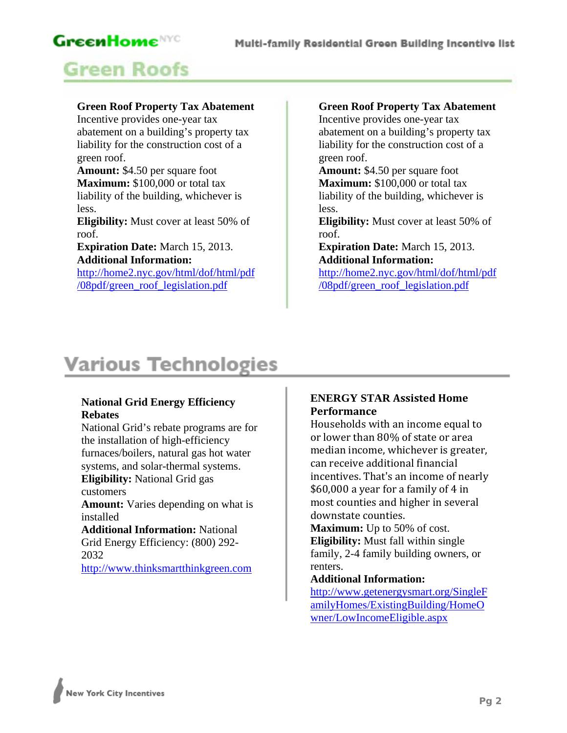## Green Roofs

**Green Roof Property Tax Abatement**
Incentive provides one-year tax abatement on a building's property tax liability for the construction cost of a green roof.
**Amount:** $4.50 per square foot
**Maximum:** $100,000 or total tax liability of the building, whichever is less.
**Eligibility:** Must cover at least 50% of roof.
**Expiration Date:** March 15, 2013.
**Additional Information:**
http://home2.nyc.gov/html/dof/html/pdf/08pdf/green_roof_legislation.pdf

**Green Roof Property Tax Abatement**
Incentive provides one-year tax abatement on a building's property tax liability for the construction cost of a green roof.
**Amount:** $4.50 per square foot
**Maximum:** $100,000 or total tax liability of the building, whichever is less.
**Eligibility:** Must cover at least 50% of roof.
**Expiration Date:** March 15, 2013.
**Additional Information:**
http://home2.nyc.gov/html/dof/html/pdf/08pdf/green_roof_legislation.pdf

## Various Technologies

**National Grid Energy Efficiency Rebates**
National Grid's rebate programs are for the installation of high-efficiency furnaces/boilers, natural gas hot water systems, and solar-thermal systems.
**Eligibility:** National Grid gas customers
**Amount:** Varies depending on what is installed
**Additional Information:** National Grid Energy Efficiency: (800) 292-2032
http://www.thinksmartthinkgreen.com

**ENERGY STAR Assisted Home Performance**
Households with an income equal to or lower than 80% of state or area median income, whichever is greater, can receive additional financial incentives. That's an income of nearly $60,000 a year for a family of 4 in most counties and higher in several downstate counties.
**Maximum:** Up to 50% of cost.
**Eligibility:** Must fall within single family, 2-4 family building owners, or renters.
**Additional Information:**
http://www.getenergysmart.org/SingleFamilyHomes/ExistingBuilding/HomeOwner/LowIncomeEligible.aspx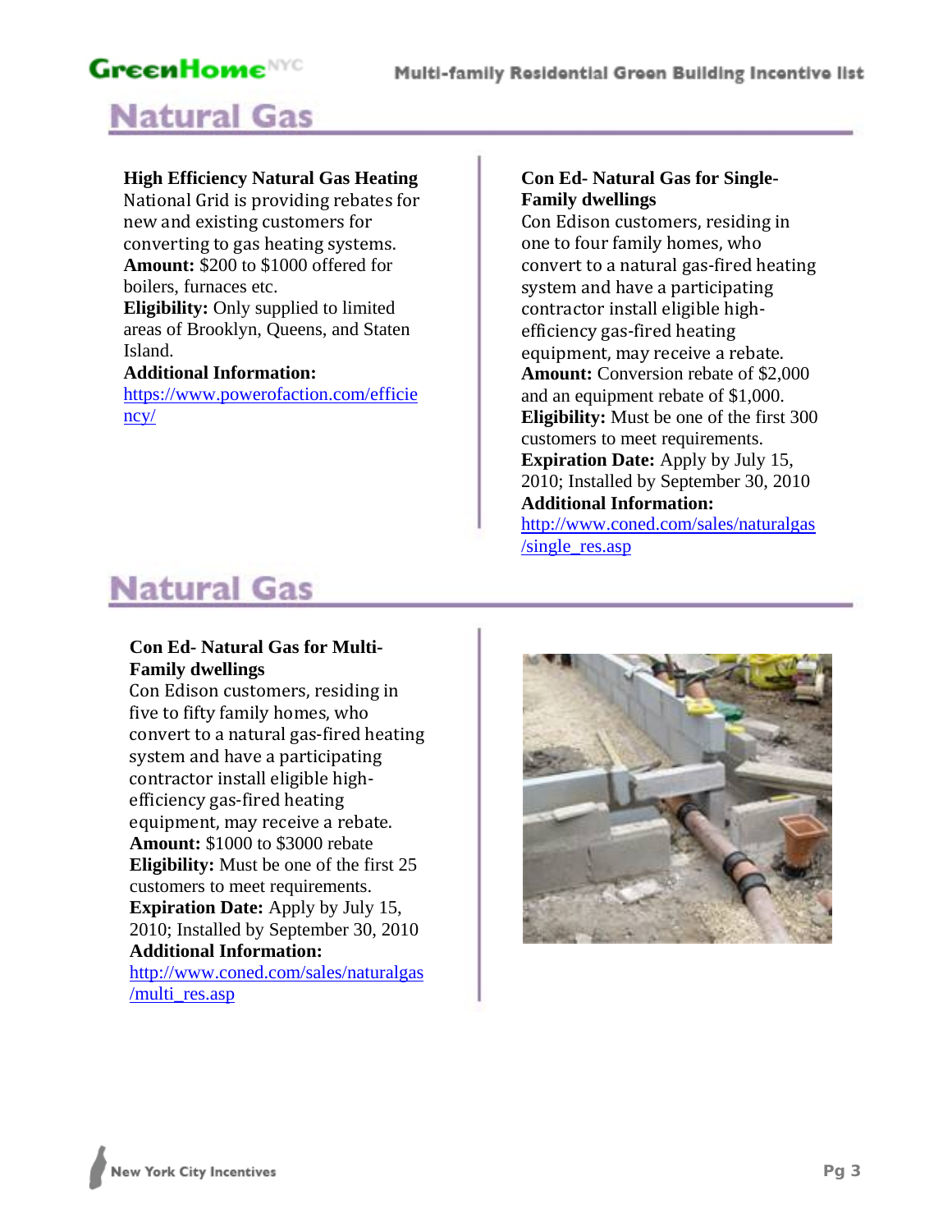# Natural Gas

**High Efficiency Natural Gas Heating**
National Grid is providing rebates for new and existing customers for converting to gas heating systems.
**Amount:** $200 to $1000 offered for boilers, furnaces etc.
**Eligibility:** Only supplied to limited areas of Brooklyn, Queens, and Staten Island.
**Additional Information:**
https://www.powerofaction.com/efficiency/

**Con Ed- Natural Gas for Single-Family dwellings**
Con Edison customers, residing in one to four family homes, who convert to a natural gas-fired heating system and have a participating contractor install eligible high-efficiency gas-fired heating equipment, may receive a rebate.
**Amount:** Conversion rebate of $2,000 and an equipment rebate of $1,000.
**Eligibility:** Must be one of the first 300 customers to meet requirements.
**Expiration Date:** Apply by July 15, 2010; Installed by September 30, 2010
**Additional Information:**
http://www.coned.com/sales/naturalgas/single_res.asp

# Natural Gas

**Con Ed- Natural Gas for Multi-Family dwellings**
Con Edison customers, residing in five to fifty family homes, who convert to a natural gas-fired heating system and have a participating contractor install eligible high-efficiency gas-fired heating equipment, may receive a rebate.
**Amount:** $1000 to $3000 rebate
**Eligibility:** Must be one of the first 25 customers to meet requirements.
**Expiration Date:** Apply by July 15, 2010; Installed by September 30, 2010
**Additional Information:**
http://www.coned.com/sales/naturalgas/multi_res.asp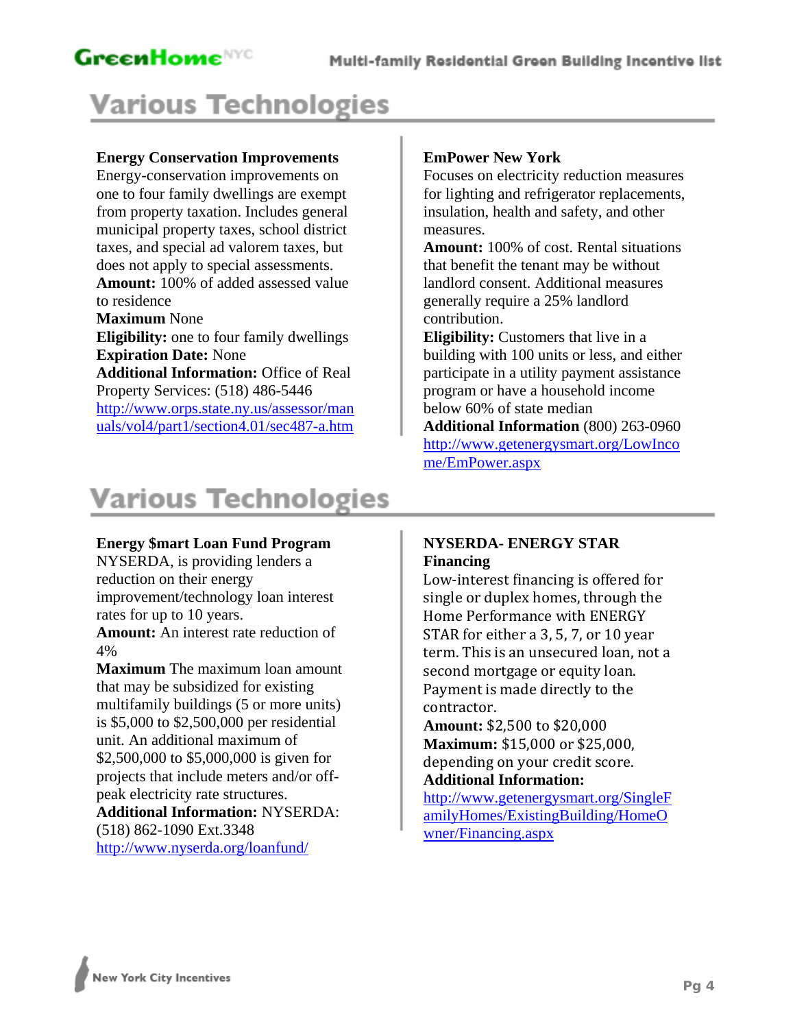# Various Technologies

**Energy Conservation Improvements**

Energy-conservation improvements on one to four family dwellings are exempt from property taxation. Includes general municipal property taxes, school district taxes, and special ad valorem taxes, but does not apply to special assessments.

**Amount:** 100% of added assessed value to residence

**Maximum** None

**Eligibility:** one to four family dwellings

**Expiration Date:** None

**Additional Information:** Office of Real Property Services: (518) 486-5446

http://www.orps.state.ny.us/assessor/manuals/vol4/part1/section4.01/sec487-a.htm

**EmPower New York**

Focuses on electricity reduction measures for lighting and refrigerator replacements, insulation, health and safety, and other measures.

**Amount:** 100% of cost. Rental situations that benefit the tenant may be without landlord consent. Additional measures generally require a 25% landlord contribution.

**Eligibility:** Customers that live in a building with 100 units or less, and either participate in a utility payment assistance program or have a household income below 60% of state median

**Additional Information** (800) 263-0960

http://www.getenergysmart.org/LowIncome/EmPower.aspx

# Various Technologies

**Energy $mart Loan Fund Program**

NYSERDA, is providing lenders a reduction on their energy improvement/technology loan interest rates for up to 10 years.

**Amount:** An interest rate reduction of 4%

**Maximum** The maximum loan amount that may be subsidized for existing multifamily buildings (5 or more units) is $5,000 to $2,500,000 per residential unit. An additional maximum of $2,500,000 to $5,000,000 is given for projects that include meters and/or off-peak electricity rate structures.

**Additional Information:** NYSERDA: (518) 862-1090 Ext.3348

http://www.nyserda.org/loanfund/

**NYSERDA- ENERGY STAR Financing**

Low-interest financing is offered for single or duplex homes, through the Home Performance with ENERGY STAR for either a 3, 5, 7, or 10 year term. This is an unsecured loan, not a second mortgage or equity loan. Payment is made directly to the contractor.

**Amount:** $2,500 to $20,000

**Maximum:** $15,000 or $25,000, depending on your credit score.

**Additional Information:**

http://www.getenergysmart.org/SingleFamilyHomes/ExistingBuilding/HomeOwner/Financing.aspx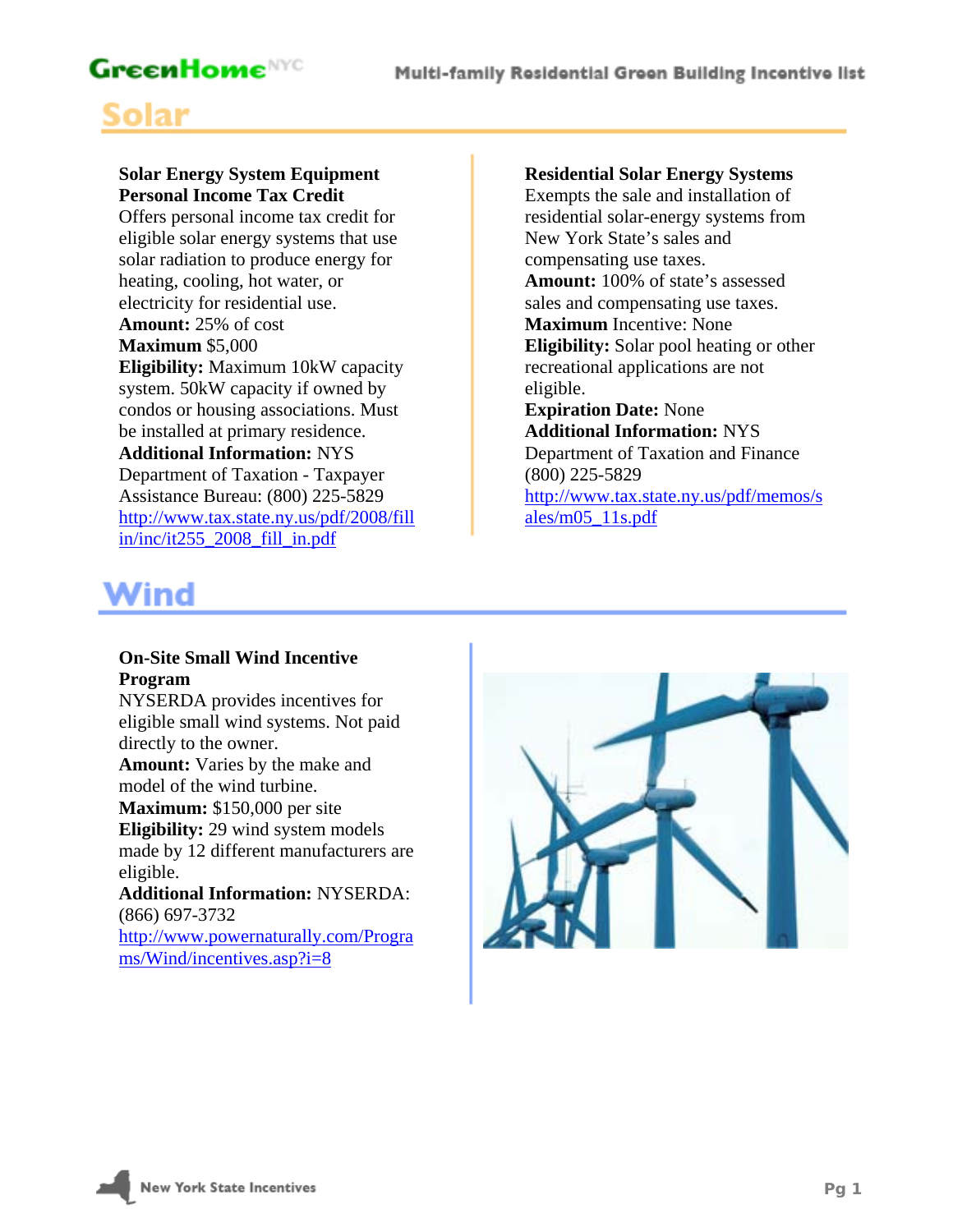## Solar

**Solar Energy System Equipment Personal Income Tax Credit**
Offers personal income tax credit for eligible solar energy systems that use solar radiation to produce energy for heating, cooling, hot water, or electricity for residential use.
**Amount:** 25% of cost
**Maximum** $5,000
**Eligibility:** Maximum 10kW capacity system. 50kW capacity if owned by condos or housing associations. Must be installed at primary residence.
**Additional Information:** NYS Department of Taxation - Taxpayer Assistance Bureau: (800) 225-5829
http://www.tax.state.ny.us/pdf/2008/fillin/inc/it255_2008_fill_in.pdf

**Residential Solar Energy Systems**
Exempts the sale and installation of residential solar-energy systems from New York State's sales and compensating use taxes.
**Amount:** 100% of state's assessed sales and compensating use taxes.
**Maximum** Incentive: None
**Eligibility:** Solar pool heating or other recreational applications are not eligible.
**Expiration Date:** None
**Additional Information:** NYS Department of Taxation and Finance (800) 225-5829
http://www.tax.state.ny.us/pdf/memos/sales/m05_11s.pdf

## Wind

**On-Site Small Wind Incentive Program**
NYSERDA provides incentives for eligible small wind systems. Not paid directly to the owner.
**Amount:** Varies by the make and model of the wind turbine.
**Maximum:** $150,000 per site
**Eligibility:** 29 wind system models made by 12 different manufacturers are eligible.
**Additional Information:** NYSERDA: (866) 697-3732
http://www.powernaturally.com/Programs/Wind/incentives.asp?i=8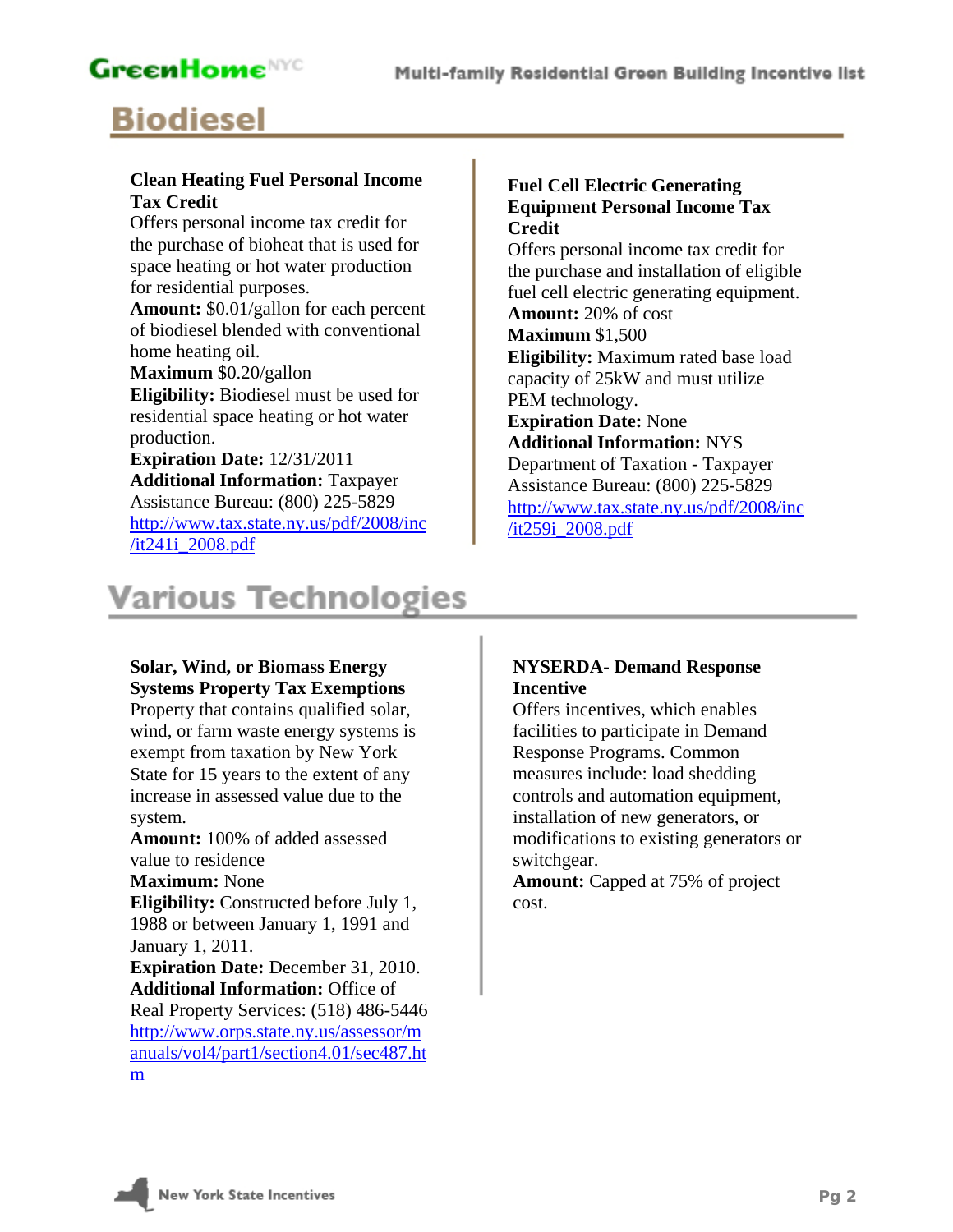# Biodiesel

### Clean Heating Fuel Personal Income Tax Credit

Offers personal income tax credit for the purchase of bioheat that is used for space heating or hot water production for residential purposes.

**Amount:** $0.01/gallon for each percent of biodiesel blended with conventional home heating oil.

**Maximum** $0.20/gallon

**Eligibility:** Biodiesel must be used for residential space heating or hot water production.

**Expiration Date:** 12/31/2011

**Additional Information:** Taxpayer Assistance Bureau: (800) 225-5829 http://www.tax.state.ny.us/pdf/2008/inc/it241i_2008.pdf

### Fuel Cell Electric Generating Equipment Personal Income Tax Credit

Offers personal income tax credit for the purchase and installation of eligible fuel cell electric generating equipment.

**Amount:** 20% of cost

**Maximum** $1,500

**Eligibility:** Maximum rated base load capacity of 25kW and must utilize PEM technology.

**Expiration Date:** None

**Additional Information:** NYS Department of Taxation - Taxpayer Assistance Bureau: (800) 225-5829 http://www.tax.state.ny.us/pdf/2008/inc/it259i_2008.pdf

# Various Technologies

### Solar, Wind, or Biomass Energy Systems Property Tax Exemptions

Property that contains qualified solar, wind, or farm waste energy systems is exempt from taxation by New York State for 15 years to the extent of any increase in assessed value due to the system.

**Amount:** 100% of added assessed value to residence

**Maximum:** None

**Eligibility:** Constructed before July 1, 1988 or between January 1, 1991 and January 1, 2011.

**Expiration Date:** December 31, 2010.

**Additional Information:** Office of Real Property Services: (518) 486-5446 http://www.orps.state.ny.us/assessor/manuals/vol4/part1/section4.01/sec487.htm

### NYSERDA- Demand Response Incentive

Offers incentives, which enables facilities to participate in Demand Response Programs. Common measures include: load shedding controls and automation equipment, installation of new generators, or modifications to existing generators or switchgear.

**Amount:** Capped at 75% of project cost.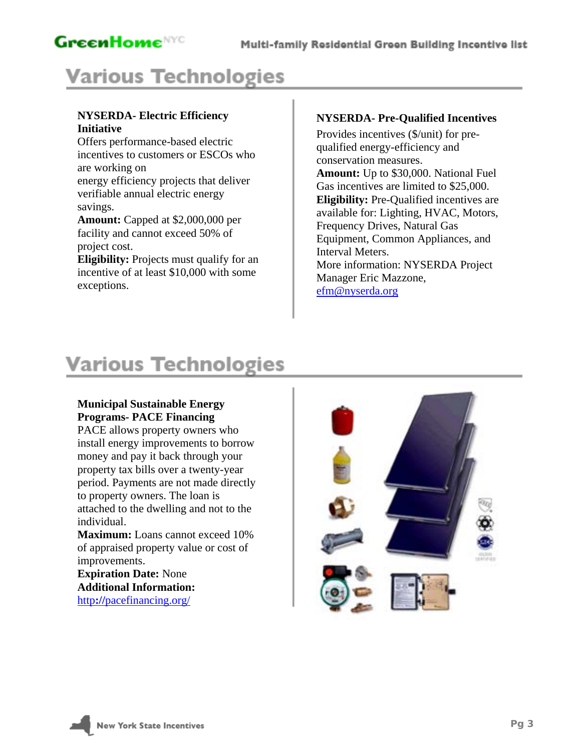# Various Technologies

**NYSERDA- Electric Efficiency Initiative**
Offers performance-based electric incentives to customers or ESCOs who are working on energy efficiency projects that deliver verifiable annual electric energy savings.
**Amount:** Capped at $2,000,000 per facility and cannot exceed 50% of project cost.
**Eligibility:** Projects must qualify for an incentive of at least $10,000 with some exceptions.

**NYSERDA- Pre-Qualified Incentives**
Provides incentives ($/unit) for pre-qualified energy-efficiency and conservation measures.
**Amount:** Up to $30,000. National Fuel Gas incentives are limited to $25,000.
**Eligibility:** Pre-Qualified incentives are available for: Lighting, HVAC, Motors, Frequency Drives, Natural Gas Equipment, Common Appliances, and Interval Meters.
More information: NYSERDA Project Manager Eric Mazzone, efm@nyserda.org

# Various Technologies

**Municipal Sustainable Energy Programs- PACE Financing**
PACE allows property owners who install energy improvements to borrow money and pay it back through your property tax bills over a twenty-year period. Payments are not made directly to property owners. The loan is attached to the dwelling and not to the individual.
**Maximum:** Loans cannot exceed 10% of appraised property value or cost of improvements.
**Expiration Date:** None
**Additional Information:** http://pacefinancing.org/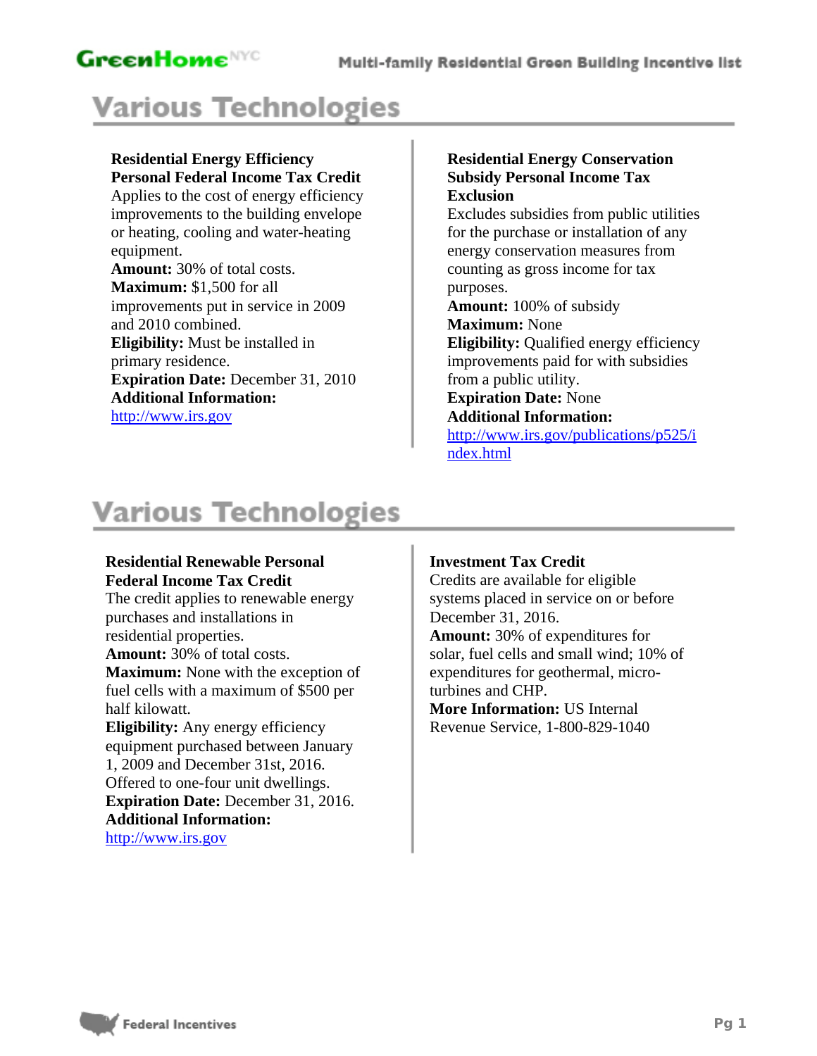## Various Technologies

**Residential Energy Efficiency Personal Federal Income Tax Credit**
Applies to the cost of energy efficiency improvements to the building envelope or heating, cooling and water-heating equipment.
**Amount:** 30% of total costs.
**Maximum:** $1,500 for all improvements put in service in 2009 and 2010 combined.
**Eligibility:** Must be installed in primary residence.
**Expiration Date:** December 31, 2010
**Additional Information:**
http://www.irs.gov

**Residential Energy Conservation Subsidy Personal Income Tax Exclusion**
Excludes subsidies from public utilities for the purchase or installation of any energy conservation measures from counting as gross income for tax purposes.
**Amount:** 100% of subsidy
**Maximum:** None
**Eligibility:** Qualified energy efficiency improvements paid for with subsidies from a public utility.
**Expiration Date:** None
**Additional Information:**
http://www.irs.gov/publications/p525/index.html

## Various Technologies

**Residential Renewable Personal Federal Income Tax Credit**
The credit applies to renewable energy purchases and installations in residential properties.
**Amount:** 30% of total costs.
**Maximum:** None with the exception of fuel cells with a maximum of $500 per half kilowatt.
**Eligibility:** Any energy efficiency equipment purchased between January 1, 2009 and December 31st, 2016. Offered to one-four unit dwellings.
**Expiration Date:** December 31, 2016.
**Additional Information:**
http://www.irs.gov

**Investment Tax Credit**
Credits are available for eligible systems placed in service on or before December 31, 2016.
**Amount:** 30% of expenditures for solar, fuel cells and small wind; 10% of expenditures for geothermal, micro-turbines and CHP.
**More Information:** US Internal Revenue Service, 1-800-829-1040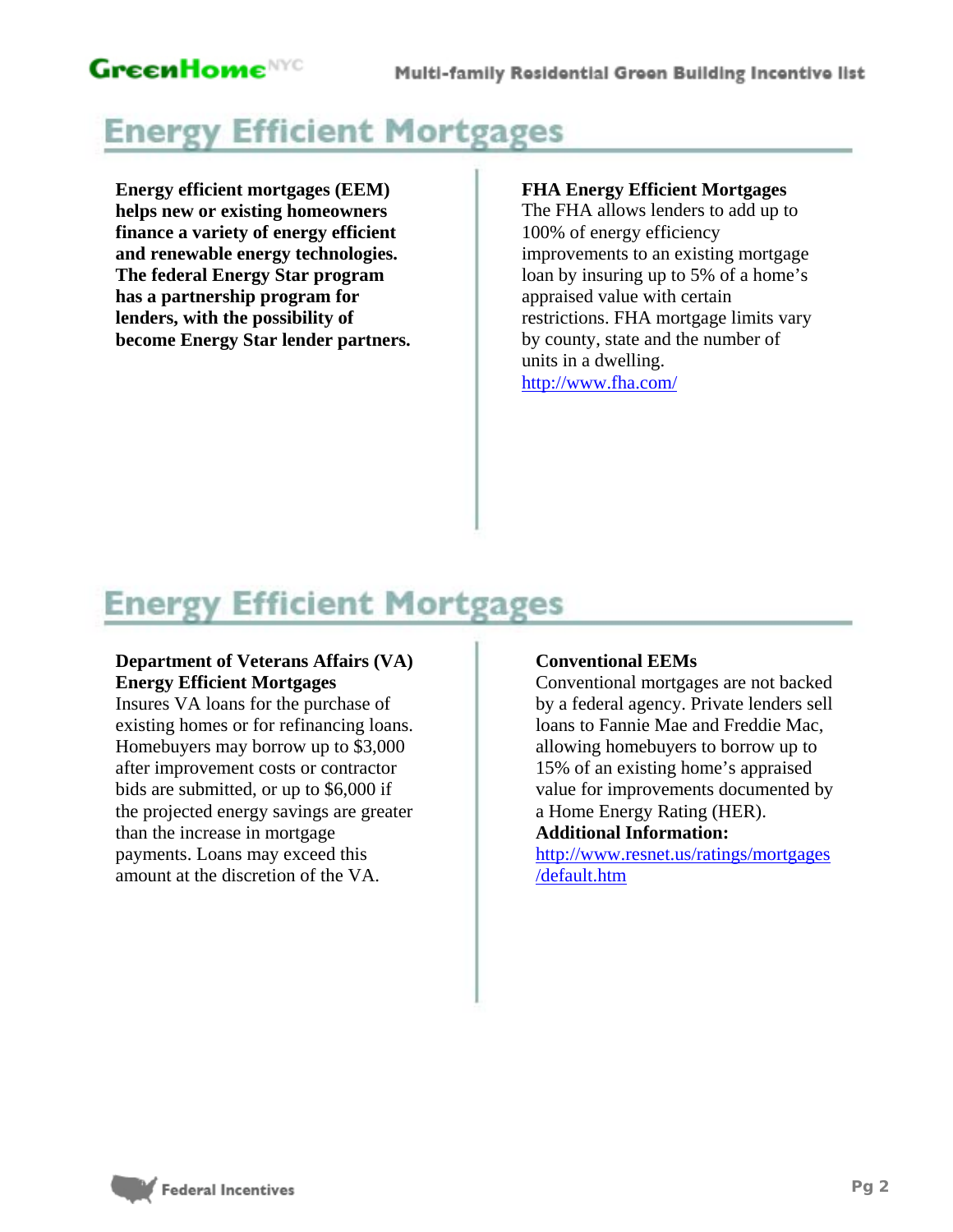## Energy Efficient Mortgages

**Energy efficient mortgages (EEM) helps new or existing homeowners finance a variety of energy efficient and renewable energy technologies. The federal Energy Star program has a partnership program for lenders, with the possibility of become Energy Star lender partners.**

**FHA Energy Efficient Mortgages**
The FHA allows lenders to add up to 100% of energy efficiency improvements to an existing mortgage loan by insuring up to 5% of a home's appraised value with certain restrictions. FHA mortgage limits vary by county, state and the number of units in a dwelling.
http://www.fha.com/

## Energy Efficient Mortgages

**Department of Veterans Affairs (VA) Energy Efficient Mortgages**
Insures VA loans for the purchase of existing homes or for refinancing loans. Homebuyers may borrow up to $3,000 after improvement costs or contractor bids are submitted, or up to $6,000 if the projected energy savings are greater than the increase in mortgage payments. Loans may exceed this amount at the discretion of the VA.

**Conventional EEMs**
Conventional mortgages are not backed by a federal agency. Private lenders sell loans to Fannie Mae and Freddie Mac, allowing homebuyers to borrow up to 15% of an existing home's appraised value for improvements documented by a Home Energy Rating (HER).
**Additional Information:**
http://www.resnet.us/ratings/mortgages/default.htm